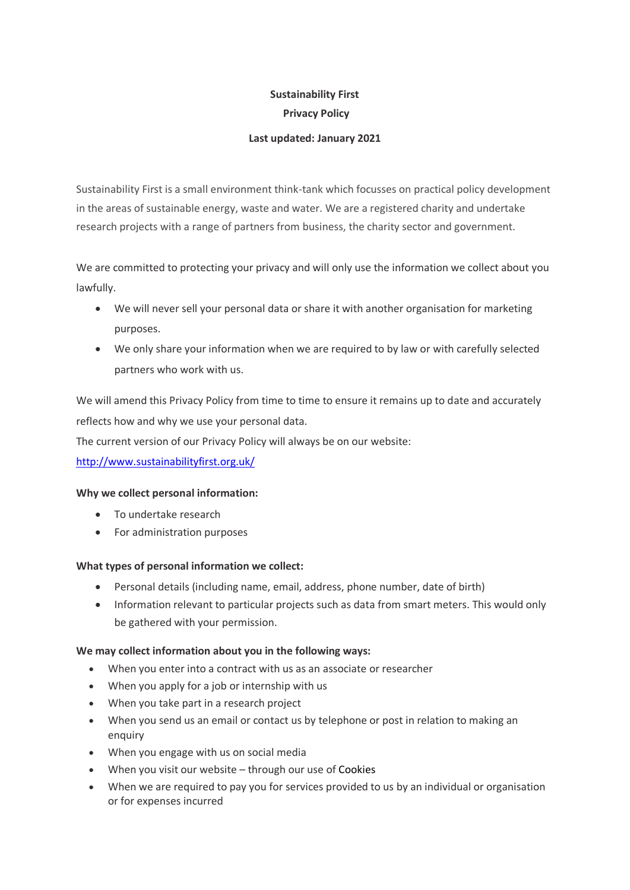# Sustainability First
## Privacy Policy

**Last updated: January 2021**

Sustainability First is a small environment think-tank which focusses on practical policy development in the areas of sustainable energy, waste and water. We are a registered charity and undertake research projects with a range of partners from business, the charity sector and government.

We are committed to protecting your privacy and will only use the information we collect about you lawfully.

- We will never sell your personal data or share it with another organisation for marketing purposes.
- We only share your information when we are required to by law or with carefully selected partners who work with us.

We will amend this Privacy Policy from time to time to ensure it remains up to date and accurately reflects how and why we use your personal data.
The current version of our Privacy Policy will always be on our website:
[http://www.sustainabilityfirst.org.uk/](http://www.sustainabilityfirst.org.uk/)

**Why we collect personal information:**

- To undertake research
- For administration purposes

**What types of personal information we collect:**

- Personal details (including name, email, address, phone number, date of birth)
- Information relevant to particular projects such as data from smart meters. This would only be gathered with your permission.

**We may collect information about you in the following ways:**

- When you enter into a contract with us as an associate or researcher
- When you apply for a job or internship with us
- When you take part in a research project
- When you send us an email or contact us by telephone or post in relation to making an enquiry
- When you engage with us on social media
- When you visit our website – through our use of Cookies
- When we are required to pay you for services provided to us by an individual or organisation or for expenses incurred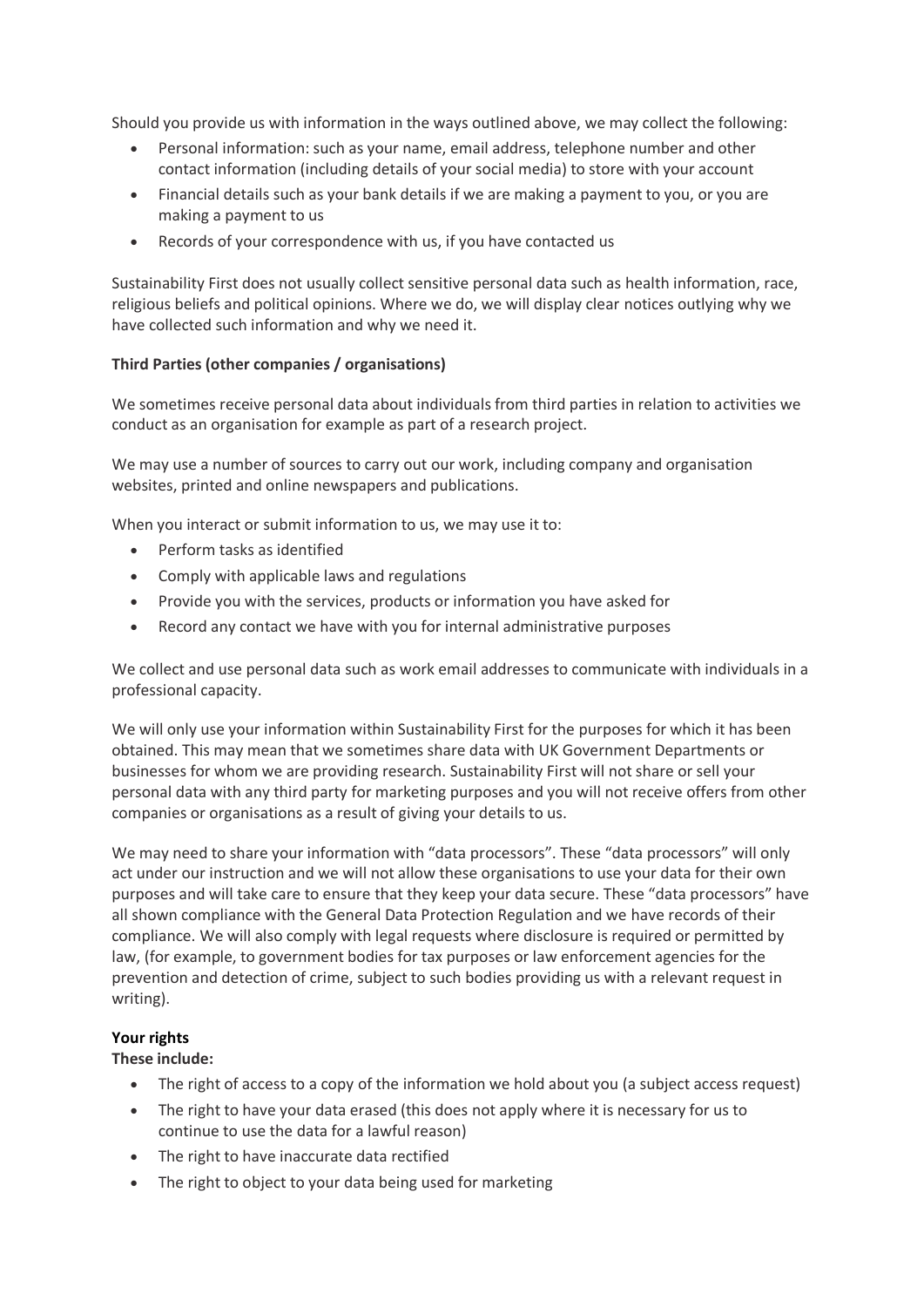Should you provide us with information in the ways outlined above, we may collect the following:

- Personal information: such as your name, email address, telephone number and other contact information (including details of your social media) to store with your account
- Financial details such as your bank details if we are making a payment to you, or you are making a payment to us
- Records of your correspondence with us, if you have contacted us

Sustainability First does not usually collect sensitive personal data such as health information, race, religious beliefs and political opinions. Where we do, we will display clear notices outlying why we have collected such information and why we need it.

**Third Parties (other companies / organisations)**

We sometimes receive personal data about individuals from third parties in relation to activities we conduct as an organisation for example as part of a research project.

We may use a number of sources to carry out our work, including company and organisation websites, printed and online newspapers and publications.

When you interact or submit information to us, we may use it to:

- Perform tasks as identified
- Comply with applicable laws and regulations
- Provide you with the services, products or information you have asked for
- Record any contact we have with you for internal administrative purposes

We collect and use personal data such as work email addresses to communicate with individuals in a professional capacity.

We will only use your information within Sustainability First for the purposes for which it has been obtained. This may mean that we sometimes share data with UK Government Departments or businesses for whom we are providing research. Sustainability First will not share or sell your personal data with any third party for marketing purposes and you will not receive offers from other companies or organisations as a result of giving your details to us.

We may need to share your information with "data processors". These "data processors" will only act under our instruction and we will not allow these organisations to use your data for their own purposes and will take care to ensure that they keep your data secure. These "data processors" have all shown compliance with the General Data Protection Regulation and we have records of their compliance. We will also comply with legal requests where disclosure is required or permitted by law, (for example, to government bodies for tax purposes or law enforcement agencies for the prevention and detection of crime, subject to such bodies providing us with a relevant request in writing).

**Your rights**

**These include:**

- The right of access to a copy of the information we hold about you (a subject access request)
- The right to have your data erased (this does not apply where it is necessary for us to continue to use the data for a lawful reason)
- The right to have inaccurate data rectified
- The right to object to your data being used for marketing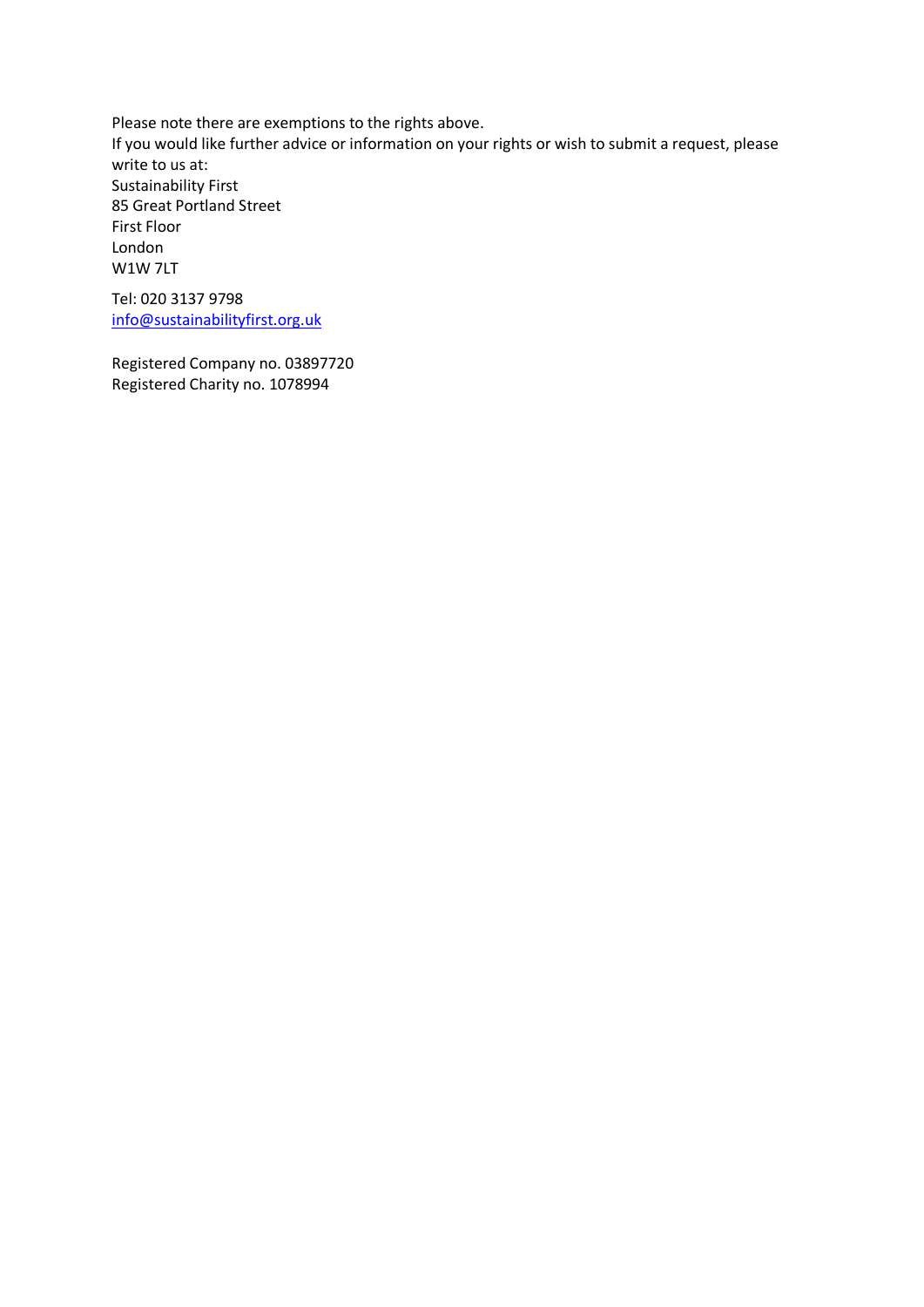Please note there are exemptions to the rights above.
If you would like further advice or information on your rights or wish to submit a request, please write to us at:
Sustainability First
85 Great Portland Street
First Floor
London
W1W 7LT

Tel: 020 3137 9798
info@sustainabilityfirst.org.uk

Registered Company no. 03897720
Registered Charity no. 1078994